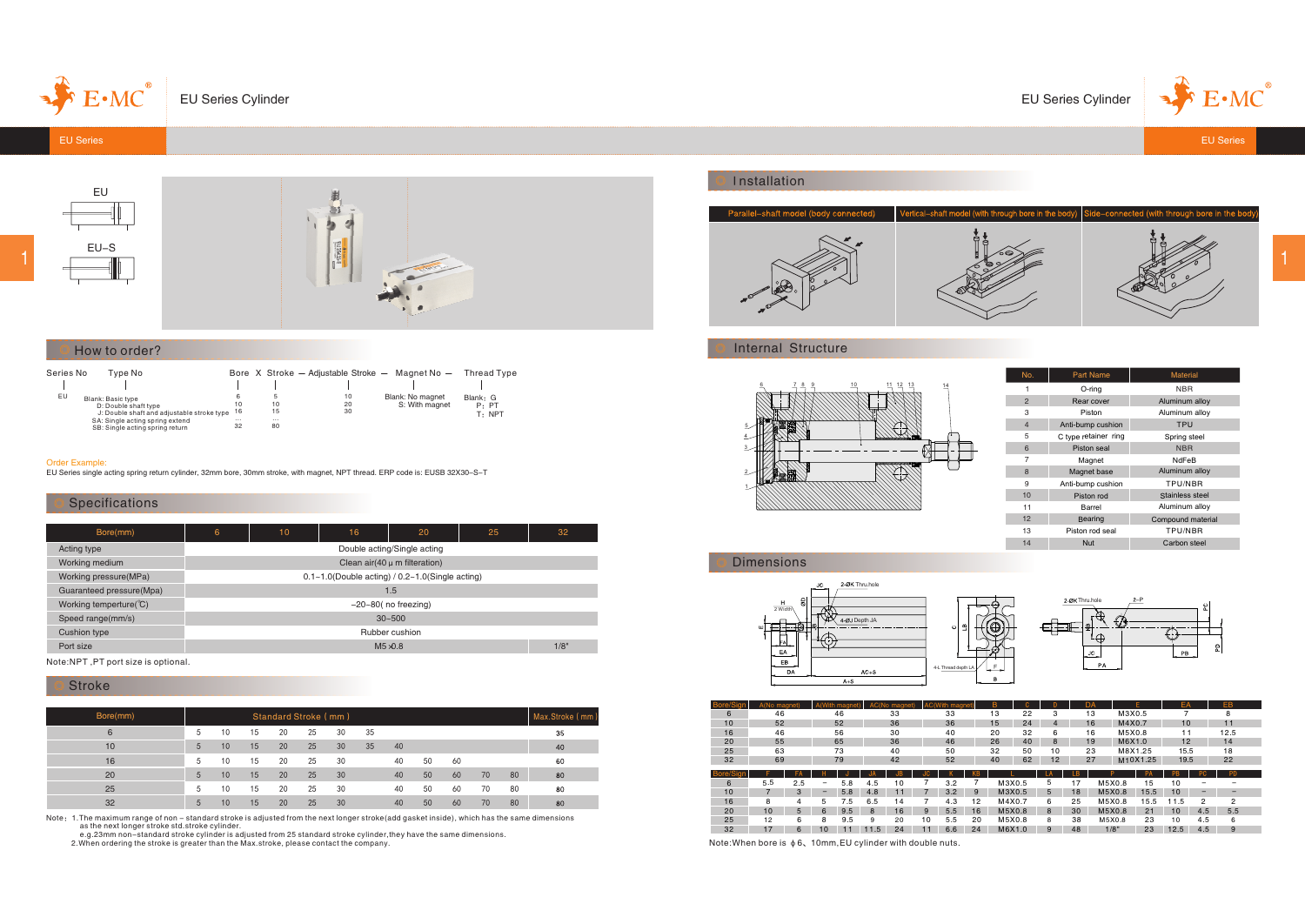# EU Series Cylinder

EU Series

EU

EU-S

## How to order?

Series No — Type No — Bore X Stroke — Adjustable Stroke — Magnet No — Thread Type

- Series No: EU
- Type No: Blank: Basic type; D: Double shaft type; J: Double shaft and adjustable stroke type; SA: Single acting spring extend; SB: Single acting spring return
- Bore: 6, 10, 16, …, 32
- Stroke: 5, 10, 15, …, 80
- Adjustable Stroke: 10, 20, 30
- Magnet No: Blank: No magnet; S: With magnet
- Thread Type: Blank: G; P: PT; T: NPT

Order Example:

EU Series single acting spring return cylinder, 32mm bore, 30mm stroke, with magnet, NPT thread. ERP code is: EUSB 32X30–S–T

## Specifications

| Bore(mm) | 6 | 10 | 16 | 20 | 25 | 32 |
|---|---|---|---|---|---|---|
| Acting type | Double acting/Single acting | | | | | |
| Working medium | Clean air(40 μ m filteration) | | | | | |
| Working pressure(MPa) | 0.1–1.0(Double acting) / 0.2–1.0(Single acting) | | | | | |
| Guaranteed pressure(Mpa) | 1.5 | | | | | |
| Working temperture(℃) | –20–80( no freezing) | | | | | |
| Speed range(mm/s) | 30–500 | | | | | |
| Cushion type | Rubber cushion | | | | | |
| Port size | M5×0.8 | | | | | 1/8" |

Note:NPT ,PT port size is optional.

## Stroke

| Bore(mm) | Standard Stroke ( mm ) | | | | | | | | | | | Max.Stroke ( mm ) |
|---|---|---|---|---|---|---|---|---|---|---|---|---|
| 6 | 5 | 10 | 15 | 20 | 25 | 30 | 35 | | | | | 35 |
| 10 | 5 | 10 | 15 | 20 | 25 | 30 | 35 | 40 | | | | 40 |
| 16 | 5 | 10 | 15 | 20 | 25 | 30 | | 40 | 50 | 60 | | 60 |
| 20 | 5 | 10 | 15 | 20 | 25 | 30 | | 40 | 50 | 60 | 70 | 80 | 80 |
| 25 | 5 | 10 | 15 | 20 | 25 | 30 | | 40 | 50 | 60 | 70 | 80 | 80 |
| 32 | 5 | 10 | 15 | 20 | 25 | 30 | | 40 | 50 | 60 | 70 | 80 | 80 |

Note：1.The maximum range of non – standard stroke is adjusted from the next longer stroke(add gasket inside), which has the same dimensions as the next longer stroke std.stroke cylinder.
e.g.23mm non–standard stroke cylinder is adjusted from 25 standard stroke cylinder,they have the same dimensions.
2.When ordering the stroke is greater than the Max.stroke, please contact the company.

## Installation

| Parallel–shaft model (body connected) | Vertical–shaft model (with through bore in the body) | Side–connected (with through bore in the body) |
|---|---|---|

## Internal Structure

| No. | Part Name | Material |
|---|---|---|
| 1 | O-ring | NBR |
| 2 | Rear cover | Aluminum alloy |
| 3 | Piston | Aluminum alloy |
| 4 | Anti-bump cushion | TPU |
| 5 | C type retainer ring | Spring steel |
| 6 | Piston seal | NBR |
| 7 | Magnet | NdFeB |
| 8 | Magnet base | Aluminum alloy |
| 9 | Anti-bump cushion | TPU/NBR |
| 10 | Piston rod | Stainless steel |
| 11 | Barrel | Aluminum alloy |
| 12 | Bearing | Compound material |
| 13 | Piston rod seal | TPU/NBR |
| 14 | Nut | Carbon steel |

## Dimensions

| Bore/Sign | A(No magnet) | A(With magnet) | AC(No magnet) | AC(With magnet) | B | C | D | DA | E | EA | EB |
|---|---|---|---|---|---|---|---|---|---|---|---|
| 6 | 46 | 46 | 33 | 33 | 13 | 22 | 3 | 13 | M3X0.5 | 7 | 8 |
| 10 | 52 | 52 | 36 | 36 | 15 | 24 | 4 | 16 | M4X0.7 | 10 | 11 |
| 16 | 46 | 56 | 30 | 40 | 20 | 32 | 6 | 16 | M5X0.8 | 11 | 12.5 |
| 20 | 55 | 65 | 36 | 46 | 26 | 40 | 8 | 19 | M6X1.0 | 12 | 14 |
| 25 | 63 | 73 | 40 | 50 | 32 | 50 | 10 | 23 | M8X1.25 | 15.5 | 18 |
| 32 | 69 | 79 | 42 | 52 | 40 | 62 | 12 | 27 | M10X1.25 | 19.5 | 22 |

| Bore/Sign | F | FA | H | J | JA | JB | JC | K | KB | L | LA | LB | P | PA | PB | PC | PD |
|---|---|---|---|---|---|---|---|---|---|---|---|---|---|---|---|---|---|
| 6 | 5.5 | 2.5 | – | 5.8 | 4.5 | 10 | 7 | 3.2 | 7 | M3X0.5 | 5 | 17 | M5X0.8 | 15 | 10 | – | – |
| 10 | 7 | 3 | – | 5.8 | 4.8 | 11 | 7 | 3.2 | 9 | M3X0.5 | 5 | 18 | M5X0.8 | 15.5 | 10 | – | – |
| 16 | 8 | 4 | 5 | 7.5 | 6.5 | 14 | 7 | 4.3 | 12 | M4X0.7 | 6 | 25 | M5X0.8 | 15.5 | 11.5 | 2 | 2 |
| 20 | 10 | 5 | 6 | 9.5 | 8 | 16 | 9 | 5.5 | 16 | M5X0.8 | 8 | 30 | M5X0.8 | 21 | 10 | 4.5 | 5.5 |
| 25 | 12 | 6 | 8 | 9.5 | 9 | 20 | 10 | 5.5 | 20 | M5X0.8 | 8 | 38 | M5X0.8 | 23 | 10 | 4.5 | 6 |
| 32 | 17 | 6 | 10 | 11 | 11.5 | 24 | 11 | 6.6 | 24 | M6X1.0 | 9 | 48 | 1/8" | 23 | 12.5 | 4.5 | 9 |

Note:When bore is ϕ6、10mm,EU cylinder with double nuts.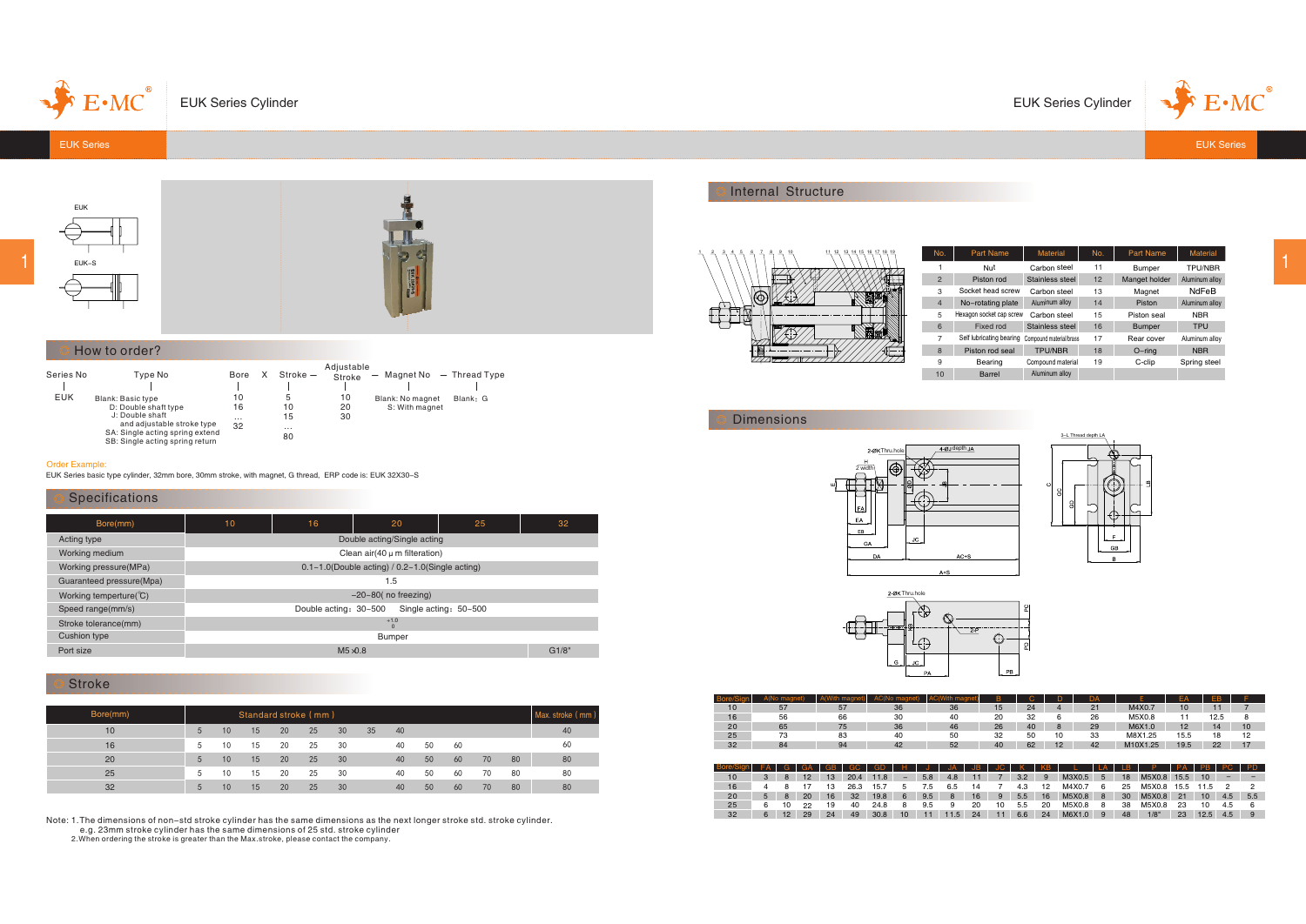## How to order?

| Series No | Type No | Bore | X | Stroke – | Adjustable Stroke | – Magnet No | – Thread Type |
|---|---|---|---|---|---|---|---|
| EUK | Blank: Basic type<br>D: Double shaft type<br>J: Double shaft and adjustable stroke type<br>SA: Single acting spring extend<br>SB: Single acting spring return | 10<br>16<br>...<br>32 | | 5<br>10<br>15<br>...<br>80 | 10<br>20<br>30 | Blank: No magnet<br>S: With magnet | Blank: G |

Order Example:

EUK Series basic type cylinder, 32mm bore, 30mm stroke, with magnet, G thread, ERP code is: EUK 32X30–S

## Specifications

| Bore(mm) | 10 | 16 | 20 | 25 | 32 |
|---|---|---|---|---|---|
| Acting type | Double acting/Single acting | | | | |
| Working medium | Clean air(40 μ m filtration) | | | | |
| Working pressure(MPa) | 0.1~1.0(Double acting) / 0.2~1.0(Single acting) | | | | |
| Guaranteed pressure(Mpa) | 1.5 | | | | |
| Working temperture(℃) | –20~80( no freezing) | | | | |
| Speed range(mm/s) | Double acting：30~500 Single acting：50~500 | | | | |
| Stroke tolerance(mm) | $^{+1.0}_{0}$ | | | | |
| Cushion type | Bumper | | | | |
| Port size | M5×0.8 | | | | G1/8" |

## Stroke

| Bore(mm) | Standard stroke ( mm ) | | | | | | | | | | | | Max. stroke ( mm ) |
|---|---|---|---|---|---|---|---|---|---|---|---|---|---|
| 10 | 5 | 10 | 15 | 20 | 25 | 30 | 35 | 40 | | | | | 40 |
| 16 | 5 | 10 | 15 | 20 | 25 | 30 | | 40 | 50 | 60 | | | 60 |
| 20 | 5 | 10 | 15 | 20 | 25 | 30 | | 40 | 50 | 60 | 70 | 80 | 80 |
| 25 | 5 | 10 | 15 | 20 | 25 | 30 | | 40 | 50 | 60 | 70 | 80 | 80 |
| 32 | 5 | 10 | 15 | 20 | 25 | 30 | | 40 | 50 | 60 | 70 | 80 | 80 |

Note: 1.The dimensions of non–std stroke cylinder has the same dimensions as the next longer stroke std. stroke cylinder.
e.g. 23mm stroke cylinder has the same dimensions of 25 std. stroke cylinder
2.When ordering the stroke is greater than the Max.stroke, please contact the company.

## Internal Structure

| No. | Part Name | Material | No. | Part Name | Material |
|---|---|---|---|---|---|
| 1 | Nut | Carbon steel | 11 | Bumper | TPU/NBR |
| 2 | Piston rod | Stainless steel | 12 | Manget holder | Aluminum alloy |
| 3 | Socket head screw | Carbon steel | 13 | Magnet | NdFeB |
| 4 | No–rotating plate | Aluminum alloy | 14 | Piston | Aluminum alloy |
| 5 | Hexagon socket cap screw | Carbon steel | 15 | Piston seal | NBR |
| 6 | Fixed rod | Stainless steel | 16 | Bumper | TPU |
| 7 | Self lubricating bearing | Compound material/brass | 17 | Rear cover | Aluminum alloy |
| 8 | Piston rod seal | TPU/NBR | 18 | O–ring | NBR |
| 9 | Bearing | Compound material | 19 | C-clip | Spring steel |
| 10 | Barrel | Aluminum alloy | | | |

## Dimensions

| Bore/Sign | A(No magnet) | A(With magnet) | AC(No magnet) | AC(With magnet) | B | C | D | DA | E | EA | EB | F |
|---|---|---|---|---|---|---|---|---|---|---|---|---|
| 10 | 57 | 57 | 36 | 36 | 15 | 24 | 4 | 21 | M4X0.7 | 10 | 11 | 7 |
| 16 | 56 | 66 | 30 | 40 | 20 | 32 | 6 | 26 | M5X0.8 | 11 | 12.5 | 8 |
| 20 | 65 | 75 | 36 | 46 | 26 | 40 | 8 | 29 | M6X1.0 | 12 | 14 | 10 |
| 25 | 73 | 83 | 40 | 50 | 32 | 50 | 10 | 33 | M8X1.25 | 15.5 | 18 | 12 |
| 32 | 84 | 94 | 42 | 52 | 40 | 62 | 12 | 42 | M10X1.25 | 19.5 | 22 | 17 |

| Bore/Sign | FA | G | GA | GB | GC | GD | H | J | JA | JB | JC | K | KB | L | LA | LB | P | PA | PB | PC | PD |
|---|---|---|---|---|---|---|---|---|---|---|---|---|---|---|---|---|---|---|---|---|---|
| 10 | 3 | 8 | 12 | 13 | 20.4 | 11.8 | – | 5.8 | 4.8 | 11 | 7 | 3.2 | 9 | M3X0.5 | 5 | 18 | M5X0.8 | 15.5 | 10 | – | – |
| 16 | 4 | 8 | 17 | 13 | 26.3 | 15.7 | 5 | 7.5 | 6.5 | 14 | 7 | 4.3 | 12 | M4X0.7 | 6 | 25 | M5X0.8 | 15.5 | 11.5 | 2 | 2 |
| 20 | 5 | 8 | 20 | 16 | 32 | 19.8 | 6 | 9.5 | 8 | 16 | 9 | 5.5 | 16 | M5X0.8 | 8 | 30 | M5X0.8 | 21 | 10 | 4.5 | 5.5 |
| 25 | 6 | 10 | 22 | 19 | 40 | 24.8 | 8 | 9.5 | 9 | 20 | 10 | 5.5 | 20 | M5X0.8 | 8 | 38 | M5X0.8 | 23 | 10 | 4.5 | 6 |
| 32 | 6 | 12 | 29 | 24 | 49 | 30.8 | 10 | 11 | 11.5 | 24 | 11 | 6.6 | 24 | M6X1.0 | 9 | 48 | 1/8" | 23 | 12.5 | 4.5 | 9 |